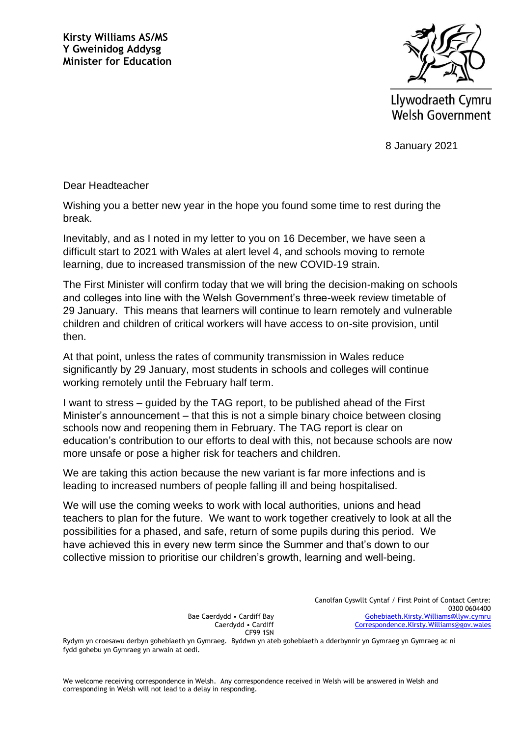**Kirsty Williams AS/MS**
**Y Gweinidog Addysg**
**Minister for Education**

Llywodraeth Cymru
Welsh Government

8 January 2021

Dear Headteacher

Wishing you a better new year in the hope you found some time to rest during the break.

Inevitably, and as I noted in my letter to you on 16 December, we have seen a difficult start to 2021 with Wales at alert level 4, and schools moving to remote learning, due to increased transmission of the new COVID-19 strain.

The First Minister will confirm today that we will bring the decision-making on schools and colleges into line with the Welsh Government's three-week review timetable of 29 January. This means that learners will continue to learn remotely and vulnerable children and children of critical workers will have access to on-site provision, until then.

At that point, unless the rates of community transmission in Wales reduce significantly by 29 January, most students in schools and colleges will continue working remotely until the February half term.

I want to stress – guided by the TAG report, to be published ahead of the First Minister's announcement – that this is not a simple binary choice between closing schools now and reopening them in February. The TAG report is clear on education's contribution to our efforts to deal with this, not because schools are now more unsafe or pose a higher risk for teachers and children.

We are taking this action because the new variant is far more infections and is leading to increased numbers of people falling ill and being hospitalised.

We will use the coming weeks to work with local authorities, unions and head teachers to plan for the future. We want to work together creatively to look at all the possibilities for a phased, and safe, return of some pupils during this period. We have achieved this in every new term since the Summer and that's down to our collective mission to prioritise our children's growth, learning and well-being.

Bae Caerdydd • Cardiff Bay
Caerdydd • Cardiff
CF99 1SN

Canolfan Cyswllt Cyntaf / First Point of Contact Centre:
0300 0604400
Gohebiaeth.Kirsty.Williams@llyw.cymru
Correspondence.Kirsty.Williams@gov.wales

Rydym yn croesawu derbyn gohebiaeth yn Gymraeg. Byddwn yn ateb gohebiaeth a dderbynnir yn Gymraeg yn Gymraeg ac ni fydd gohebu yn Gymraeg yn arwain at oedi.

We welcome receiving correspondence in Welsh. Any correspondence received in Welsh will be answered in Welsh and corresponding in Welsh will not lead to a delay in responding.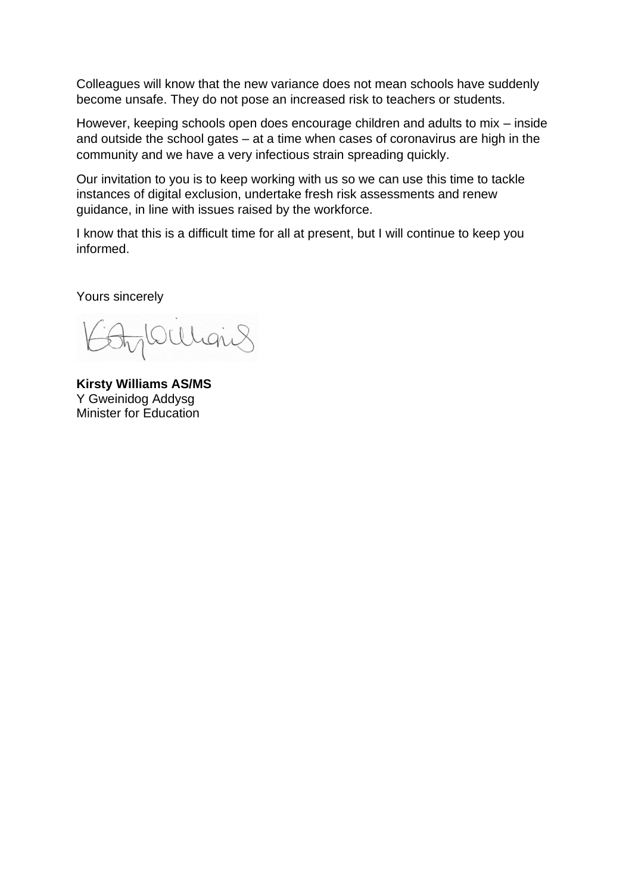Colleagues will know that the new variance does not mean schools have suddenly become unsafe. They do not pose an increased risk to teachers or students.

However, keeping schools open does encourage children and adults to mix – inside and outside the school gates – at a time when cases of coronavirus are high in the community and we have a very infectious strain spreading quickly.

Our invitation to you is to keep working with us so we can use this time to tackle instances of digital exclusion, undertake fresh risk assessments and renew guidance, in line with issues raised by the workforce.

I know that this is a difficult time for all at present, but I will continue to keep you informed.

Yours sincerely

**Kirsty Williams AS/MS**
Y Gweinidog Addysg
Minister for Education